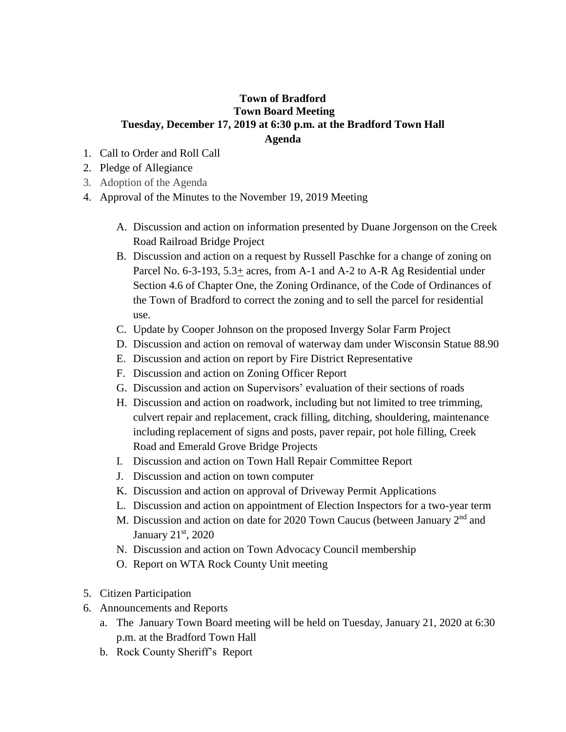# Town of Bradford

## Town Board Meeting

## Tuesday, December 17, 2019 at 6:30 p.m. at the Bradford Town Hall

## Agenda

1. Call to Order and Roll Call
2. Pledge of Allegiance
3. Adoption of the Agenda
4. Approval of the Minutes to the November 19, 2019 Meeting

   A. Discussion and action on information presented by Duane Jorgenson on the Creek Road Railroad Bridge Project
   B. Discussion and action on a request by Russell Paschke for a change of zoning on Parcel No. 6-3-193, 5.3± acres, from A-1 and A-2 to A-R Ag Residential under Section 4.6 of Chapter One, the Zoning Ordinance, of the Code of Ordinances of the Town of Bradford to correct the zoning and to sell the parcel for residential use.
   C. Update by Cooper Johnson on the proposed Invergy Solar Farm Project
   D. Discussion and action on removal of waterway dam under Wisconsin Statue 88.90
   E. Discussion and action on report by Fire District Representative
   F. Discussion and action on Zoning Officer Report
   G. Discussion and action on Supervisors' evaluation of their sections of roads
   H. Discussion and action on roadwork, including but not limited to tree trimming, culvert repair and replacement, crack filling, ditching, shouldering, maintenance including replacement of signs and posts, paver repair, pot hole filling, Creek Road and Emerald Grove Bridge Projects
   I. Discussion and action on Town Hall Repair Committee Report
   J. Discussion and action on town computer
   K. Discussion and action on approval of Driveway Permit Applications
   L. Discussion and action on appointment of Election Inspectors for a two-year term
   M. Discussion and action on date for 2020 Town Caucus (between January 2nd and January 21st, 2020
   N. Discussion and action on Town Advocacy Council membership
   O. Report on WTA Rock County Unit meeting

5. Citizen Participation
6. Announcements and Reports
   a. The January Town Board meeting will be held on Tuesday, January 21, 2020 at 6:30 p.m. at the Bradford Town Hall
   b. Rock County Sheriff's Report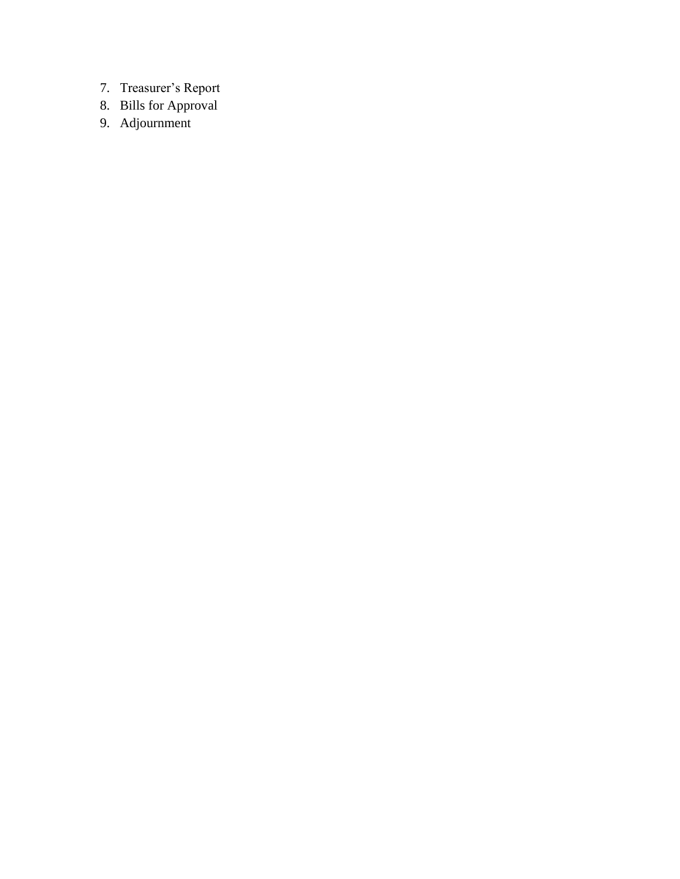7. Treasurer's Report
8. Bills for Approval
9. Adjournment